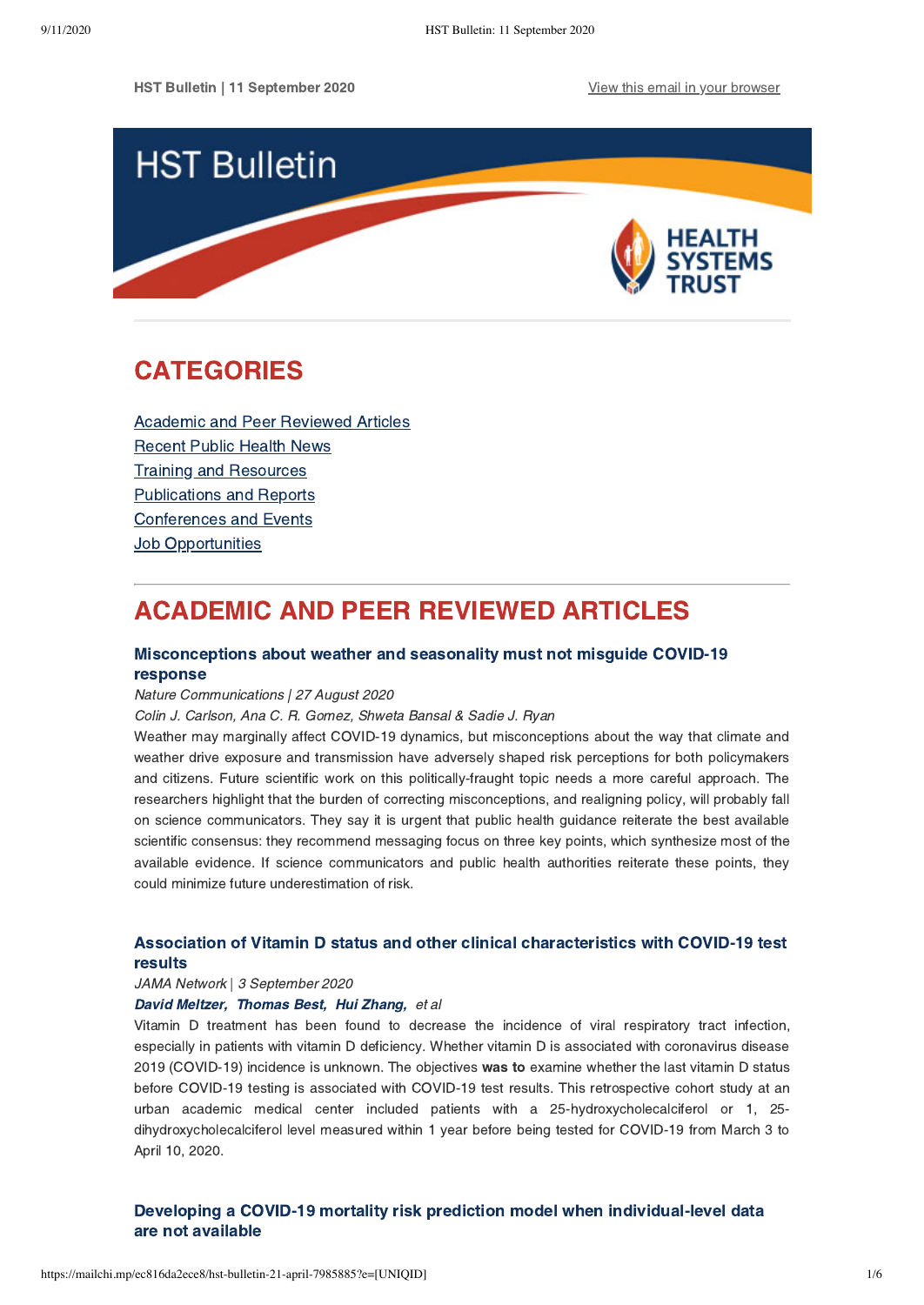HST Bulletin | 11 September 2020

View this email in your browser

# HST Bulletin

HEALTH SYSTEMS TRUST

## CATEGORIES

Academic and Peer Reviewed Articles
Recent Public Health News
Training and Resources
Publications and Reports
Conferences and Events
Job Opportunities

## ACADEMIC AND PEER REVIEWED ARTICLES

### Misconceptions about weather and seasonality must not misguide COVID-19 response

*Nature Communications | 27 August 2020*

*Colin J. Carlson, Ana C. R. Gomez, Shweta Bansal & Sadie J. Ryan*

Weather may marginally affect COVID-19 dynamics, but misconceptions about the way that climate and weather drive exposure and transmission have adversely shaped risk perceptions for both policymakers and citizens. Future scientific work on this politically-fraught topic needs a more careful approach. The researchers highlight that the burden of correcting misconceptions, and realigning policy, will probably fall on science communicators. They say it is urgent that public health guidance reiterate the best available scientific consensus: they recommend messaging focus on three key points, which synthesize most of the available evidence. If science communicators and public health authorities reiterate these points, they could minimize future underestimation of risk.

### Association of Vitamin D status and other clinical characteristics with COVID-19 test results

*JAMA Network | 3 September 2020*

***David Meltzer, Thomas Best, Hui Zhang,*** *et al*

Vitamin D treatment has been found to decrease the incidence of viral respiratory tract infection, especially in patients with vitamin D deficiency. Whether vitamin D is associated with coronavirus disease 2019 (COVID-19) incidence is unknown. The objectives **was to** examine whether the last vitamin D status before COVID-19 testing is associated with COVID-19 test results. This retrospective cohort study at an urban academic medical center included patients with a 25-hydroxycholecalciferol or 1, 25-dihydroxycholecalciferol level measured within 1 year before being tested for COVID-19 from March 3 to April 10, 2020.

### Developing a COVID-19 mortality risk prediction model when individual-level data are not available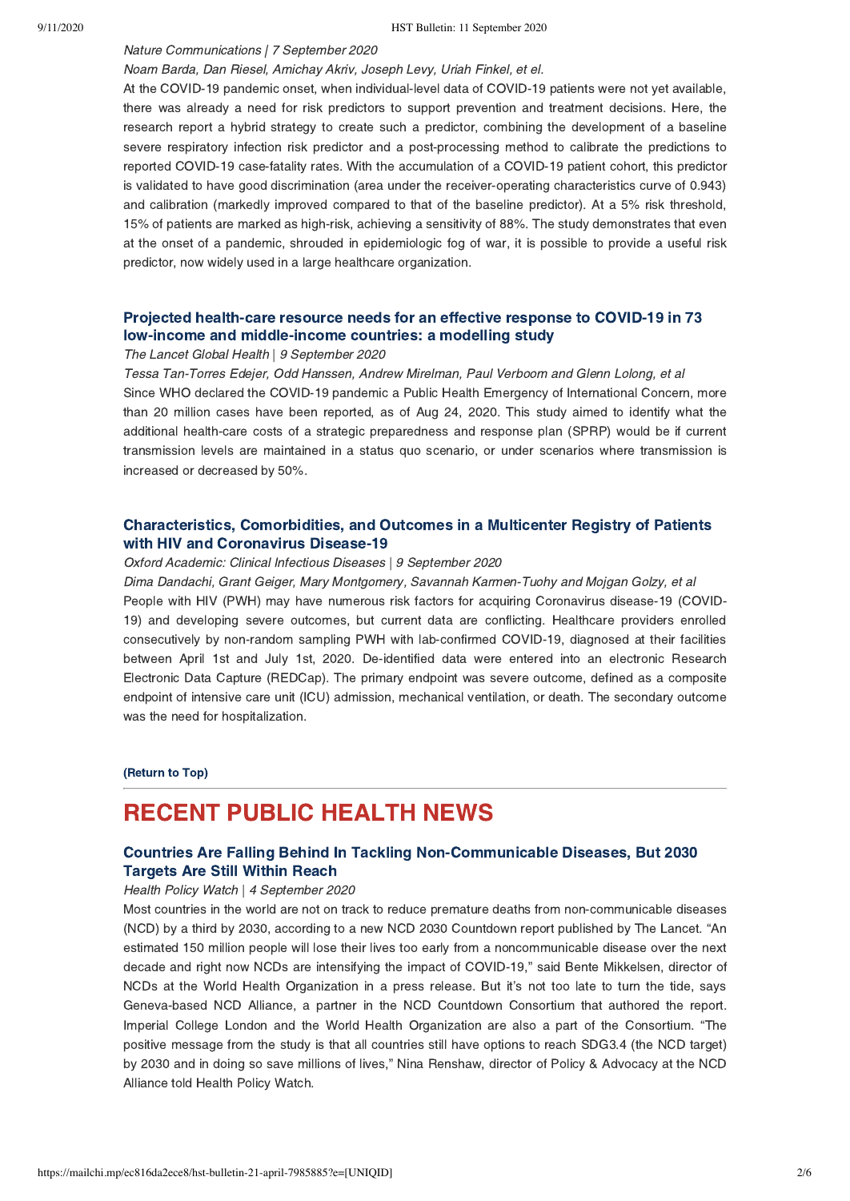*Nature Communications | 7 September 2020*

*Noam Barda, Dan Riesel, Amichay Akriv, Joseph Levy, Uriah Finkel, et el.*

At the COVID-19 pandemic onset, when individual-level data of COVID-19 patients were not yet available, there was already a need for risk predictors to support prevention and treatment decisions. Here, the research report a hybrid strategy to create such a predictor, combining the development of a baseline severe respiratory infection risk predictor and a post-processing method to calibrate the predictions to reported COVID-19 case-fatality rates. With the accumulation of a COVID-19 patient cohort, this predictor is validated to have good discrimination (area under the receiver-operating characteristics curve of 0.943) and calibration (markedly improved compared to that of the baseline predictor). At a 5% risk threshold, 15% of patients are marked as high-risk, achieving a sensitivity of 88%. The study demonstrates that even at the onset of a pandemic, shrouded in epidemiologic fog of war, it is possible to provide a useful risk predictor, now widely used in a large healthcare organization.

### Projected health-care resource needs for an effective response to COVID-19 in 73 low-income and middle-income countries: a modelling study

*The Lancet Global Health | 9 September 2020*

*Tessa Tan-Torres Edejer, Odd Hanssen, Andrew Mirelman, Paul Verboom and Glenn Lolong, et al*

Since WHO declared the COVID-19 pandemic a Public Health Emergency of International Concern, more than 20 million cases have been reported, as of Aug 24, 2020. This study aimed to identify what the additional health-care costs of a strategic preparedness and response plan (SPRP) would be if current transmission levels are maintained in a status quo scenario, or under scenarios where transmission is increased or decreased by 50%.

### Characteristics, Comorbidities, and Outcomes in a Multicenter Registry of Patients with HIV and Coronavirus Disease-19

*Oxford Academic: Clinical Infectious Diseases | 9 September 2020*

*Dima Dandachi, Grant Geiger, Mary Montgomery, Savannah Karmen-Tuohy and Mojgan Golzy, et al*

People with HIV (PWH) may have numerous risk factors for acquiring Coronavirus disease-19 (COVID-19) and developing severe outcomes, but current data are conflicting. Healthcare providers enrolled consecutively by non-random sampling PWH with lab-confirmed COVID-19, diagnosed at their facilities between April 1st and July 1st, 2020. De-identified data were entered into an electronic Research Electronic Data Capture (REDCap). The primary endpoint was severe outcome, defined as a composite endpoint of intensive care unit (ICU) admission, mechanical ventilation, or death. The secondary outcome was the need for hospitalization.

**(Return to Top)**

---

## RECENT PUBLIC HEALTH NEWS

### Countries Are Falling Behind In Tackling Non-Communicable Diseases, But 2030 Targets Are Still Within Reach

*Health Policy Watch | 4 September 2020*

Most countries in the world are not on track to reduce premature deaths from non-communicable diseases (NCD) by a third by 2030, according to a new NCD 2030 Countdown report published by The Lancet. "An estimated 150 million people will lose their lives too early from a noncommunicable disease over the next decade and right now NCDs are intensifying the impact of COVID-19," said Bente Mikkelsen, director of NCDs at the World Health Organization in a press release. But it's not too late to turn the tide, says Geneva-based NCD Alliance, a partner in the NCD Countdown Consortium that authored the report. Imperial College London and the World Health Organization are also a part of the Consortium. "The positive message from the study is that all countries still have options to reach SDG3.4 (the NCD target) by 2030 and in doing so save millions of lives," Nina Renshaw, director of Policy & Advocacy at the NCD Alliance told Health Policy Watch.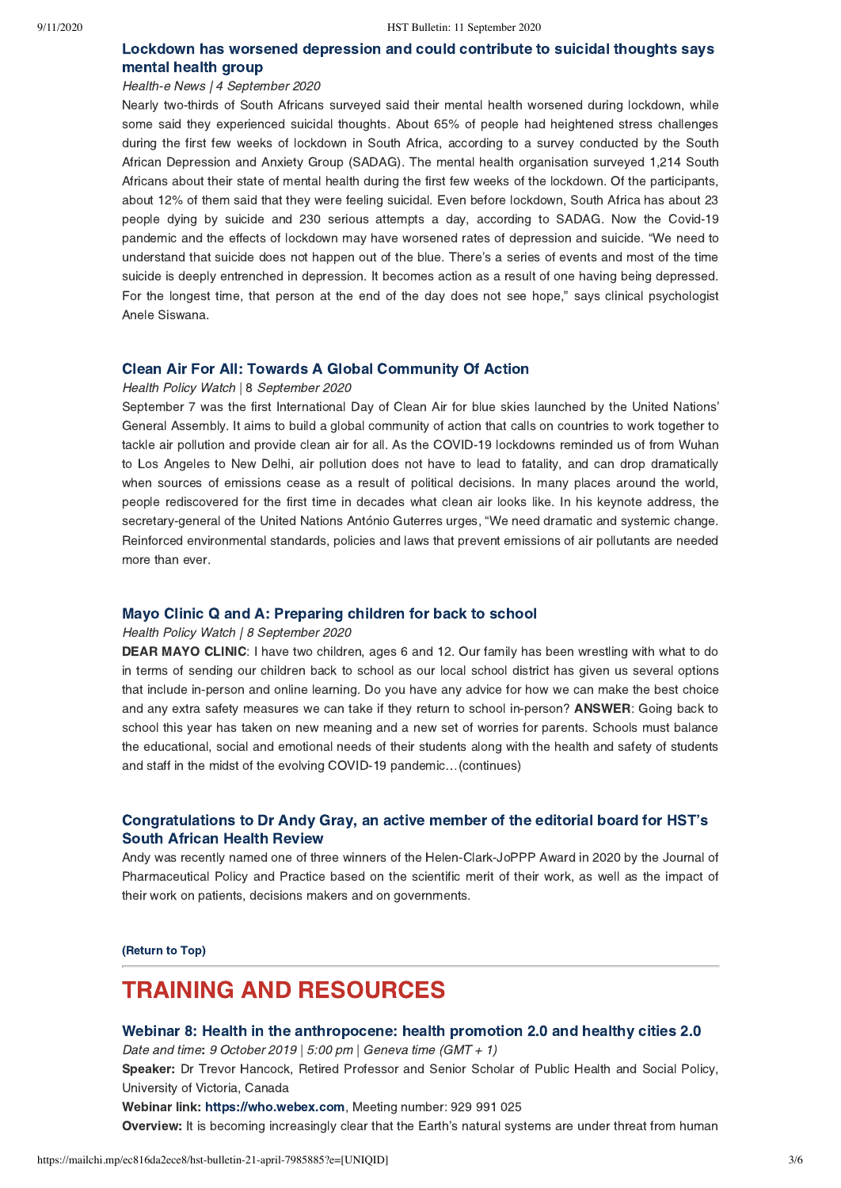### Lockdown has worsened depression and could contribute to suicidal thoughts says mental health group

*Health-e News | 4 September 2020*

Nearly two-thirds of South Africans surveyed said their mental health worsened during lockdown, while some said they experienced suicidal thoughts. About 65% of people had heightened stress challenges during the first few weeks of lockdown in South Africa, according to a survey conducted by the South African Depression and Anxiety Group (SADAG). The mental health organisation surveyed 1,214 South Africans about their state of mental health during the first few weeks of the lockdown. Of the participants, about 12% of them said that they were feeling suicidal. Even before lockdown, South Africa has about 23 people dying by suicide and 230 serious attempts a day, according to SADAG. Now the Covid-19 pandemic and the effects of lockdown may have worsened rates of depression and suicide. "We need to understand that suicide does not happen out of the blue. There's a series of events and most of the time suicide is deeply entrenched in depression. It becomes action as a result of one having being depressed. For the longest time, that person at the end of the day does not see hope," says clinical psychologist Anele Siswana.

### Clean Air For All: Towards A Global Community Of Action

*Health Policy Watch* | 8 *September 2020*

September 7 was the first International Day of Clean Air for blue skies launched by the United Nations' General Assembly. It aims to build a global community of action that calls on countries to work together to tackle air pollution and provide clean air for all. As the COVID-19 lockdowns reminded us of from Wuhan to Los Angeles to New Delhi, air pollution does not have to lead to fatality, and can drop dramatically when sources of emissions cease as a result of political decisions. In many places around the world, people rediscovered for the first time in decades what clean air looks like. In his keynote address, the secretary-general of the United Nations António Guterres urges, "We need dramatic and systemic change. Reinforced environmental standards, policies and laws that prevent emissions of air pollutants are needed more than ever.

### Mayo Clinic Q and A: Preparing children for back to school

*Health Policy Watch | 8 September 2020*

**DEAR MAYO CLINIC**: I have two children, ages 6 and 12. Our family has been wrestling with what to do in terms of sending our children back to school as our local school district has given us several options that include in-person and online learning. Do you have any advice for how we can make the best choice and any extra safety measures we can take if they return to school in-person? **ANSWER**: Going back to school this year has taken on new meaning and a new set of worries for parents. Schools must balance the educational, social and emotional needs of their students along with the health and safety of students and staff in the midst of the evolving COVID-19 pandemic…(continues)

### Congratulations to Dr Andy Gray, an active member of the editorial board for HST's South African Health Review

Andy was recently named one of three winners of the Helen-Clark-JoPPP Award in 2020 by the Journal of Pharmaceutical Policy and Practice based on the scientific merit of their work, as well as the impact of their work on patients, decisions makers and on governments.

**(Return to Top)**

## TRAINING AND RESOURCES

### Webinar 8: Health in the anthropocene: health promotion 2.0 and healthy cities 2.0

*Date and time***:** *9 October 2019 | 5:00 pm | Geneva time (GMT + 1)*

**Speaker:** Dr Trevor Hancock, Retired Professor and Senior Scholar of Public Health and Social Policy, University of Victoria, Canada

**Webinar link:** **https://who.webex.com**, Meeting number: 929 991 025

**Overview:** It is becoming increasingly clear that the Earth's natural systems are under threat from human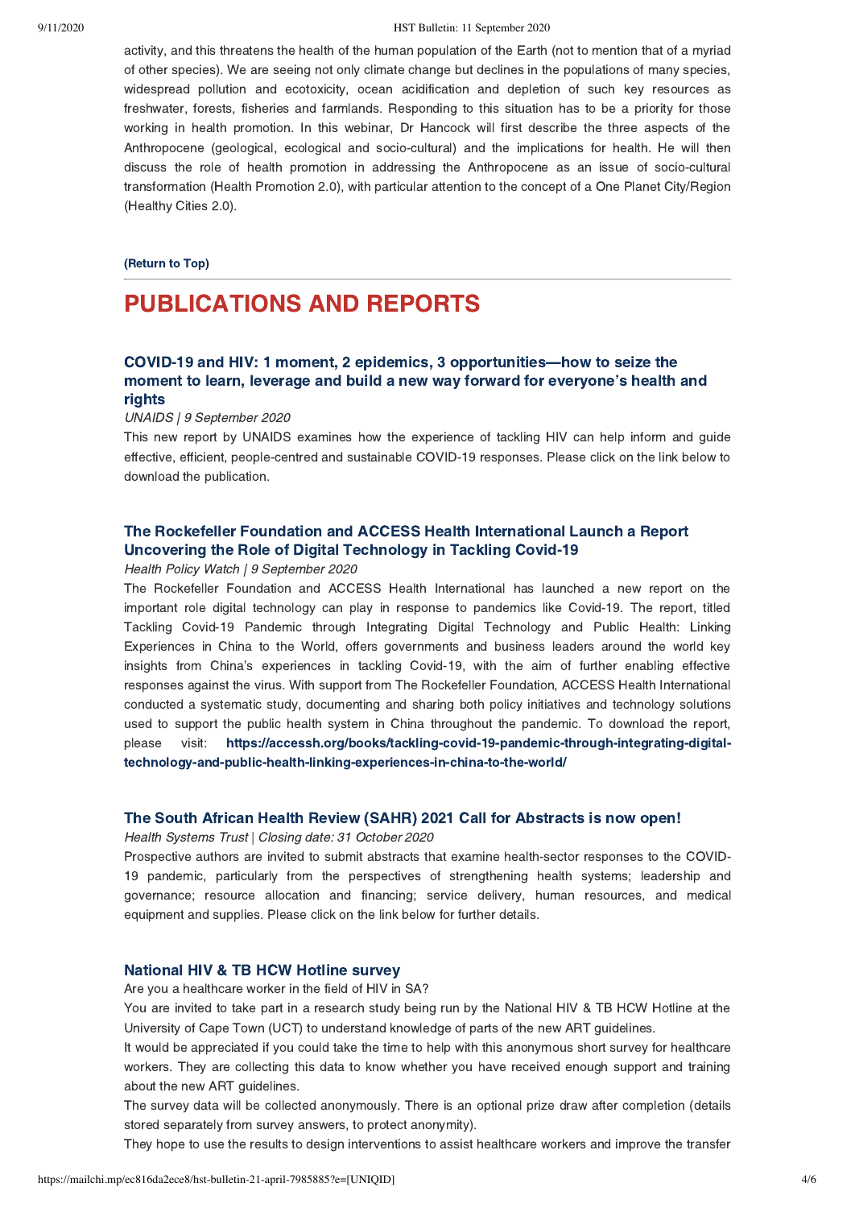activity, and this threatens the health of the human population of the Earth (not to mention that of a myriad of other species). We are seeing not only climate change but declines in the populations of many species, widespread pollution and ecotoxicity, ocean acidification and depletion of such key resources as freshwater, forests, fisheries and farmlands. Responding to this situation has to be a priority for those working in health promotion. In this webinar, Dr Hancock will first describe the three aspects of the Anthropocene (geological, ecological and socio-cultural) and the implications for health. He will then discuss the role of health promotion in addressing the Anthropocene as an issue of socio-cultural transformation (Health Promotion 2.0), with particular attention to the concept of a One Planet City/Region (Healthy Cities 2.0).

**(Return to Top)**

---

# PUBLICATIONS AND REPORTS

### COVID-19 and HIV: 1 moment, 2 epidemics, 3 opportunities—how to seize the moment to learn, leverage and build a new way forward for everyone's health and rights

*UNAIDS | 9 September 2020*

This new report by UNAIDS examines how the experience of tackling HIV can help inform and guide effective, efficient, people-centred and sustainable COVID-19 responses. Please click on the link below to download the publication.

### The Rockefeller Foundation and ACCESS Health International Launch a Report Uncovering the Role of Digital Technology in Tackling Covid-19

*Health Policy Watch | 9 September 2020*

The Rockefeller Foundation and ACCESS Health International has launched a new report on the important role digital technology can play in response to pandemics like Covid-19. The report, titled Tackling Covid-19 Pandemic through Integrating Digital Technology and Public Health: Linking Experiences in China to the World, offers governments and business leaders around the world key insights from China's experiences in tackling Covid-19, with the aim of further enabling effective responses against the virus. With support from The Rockefeller Foundation, ACCESS Health International conducted a systematic study, documenting and sharing both policy initiatives and technology solutions used to support the public health system in China throughout the pandemic. To download the report, please visit: **https://accessh.org/books/tackling-covid-19-pandemic-through-integrating-digital-technology-and-public-health-linking-experiences-in-china-to-the-world/**

### The South African Health Review (SAHR) 2021 Call for Abstracts is now open!

*Health Systems Trust | Closing date: 31 October 2020*

Prospective authors are invited to submit abstracts that examine health-sector responses to the COVID-19 pandemic, particularly from the perspectives of strengthening health systems; leadership and governance; resource allocation and financing; service delivery, human resources, and medical equipment and supplies. Please click on the link below for further details.

### National HIV & TB HCW Hotline survey

Are you a healthcare worker in the field of HIV in SA?

You are invited to take part in a research study being run by the National HIV & TB HCW Hotline at the University of Cape Town (UCT) to understand knowledge of parts of the new ART guidelines.

It would be appreciated if you could take the time to help with this anonymous short survey for healthcare workers. They are collecting this data to know whether you have received enough support and training about the new ART guidelines.

The survey data will be collected anonymously. There is an optional prize draw after completion (details stored separately from survey answers, to protect anonymity).

They hope to use the results to design interventions to assist healthcare workers and improve the transfer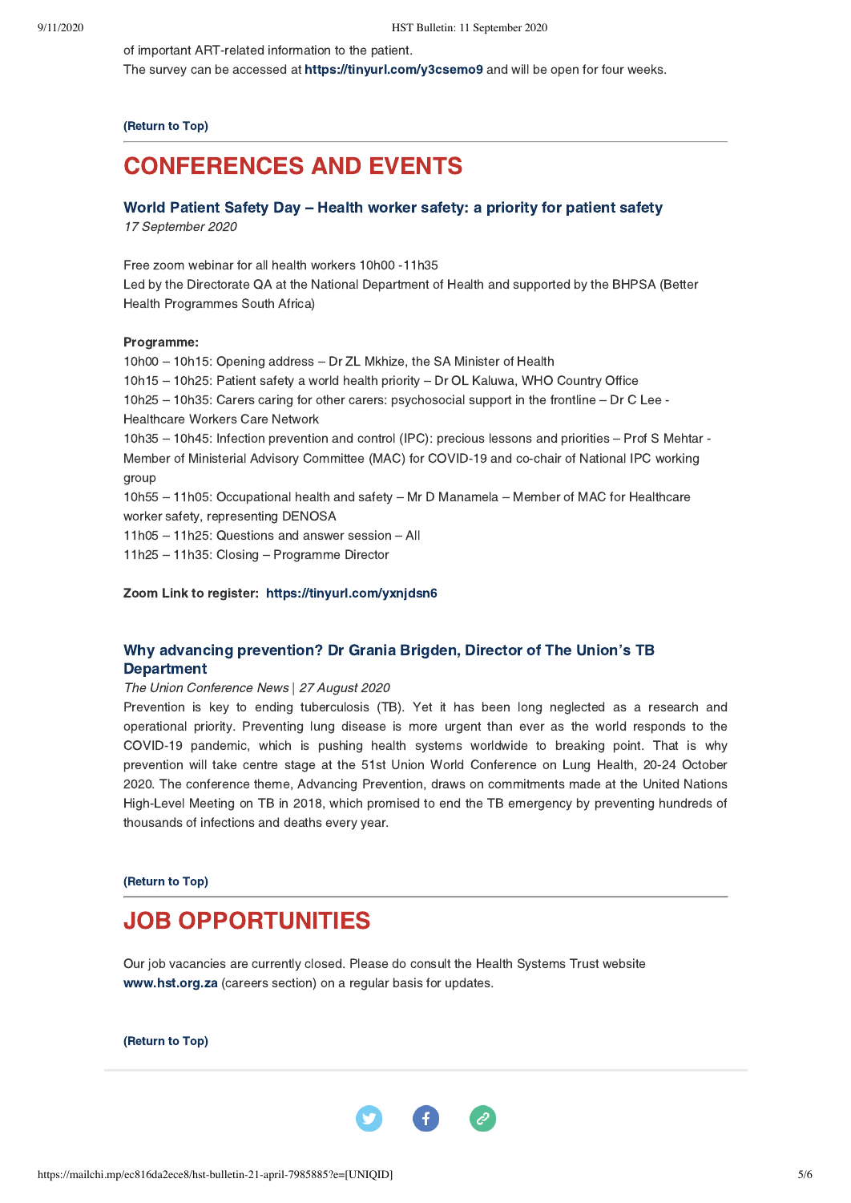of important ART-related information to the patient.
The survey can be accessed at **https://tinyurl.com/y3csemo9** and will be open for four weeks.

**(Return to Top)**

# CONFERENCES AND EVENTS

### World Patient Safety Day – Health worker safety: a priority for patient safety

*17 September 2020*

Free zoom webinar for all health workers 10h00 -11h35
Led by the Directorate QA at the National Department of Health and supported by the BHPSA (Better Health Programmes South Africa)

**Programme:**
10h00 – 10h15: Opening address – Dr ZL Mkhize, the SA Minister of Health
10h15 – 10h25: Patient safety a world health priority – Dr OL Kaluwa, WHO Country Office
10h25 – 10h35: Carers caring for other carers: psychosocial support in the frontline – Dr C Lee - Healthcare Workers Care Network
10h35 – 10h45: Infection prevention and control (IPC): precious lessons and priorities – Prof S Mehtar - Member of Ministerial Advisory Committee (MAC) for COVID-19 and co-chair of National IPC working group
10h55 – 11h05: Occupational health and safety – Mr D Manamela – Member of MAC for Healthcare worker safety, representing DENOSA
11h05 – 11h25: Questions and answer session – All
11h25 – 11h35: Closing – Programme Director

**Zoom Link to register: https://tinyurl.com/yxnjdsn6**

### Why advancing prevention? Dr Grania Brigden, Director of The Union's TB Department

*The Union Conference News | 27 August 2020*

Prevention is key to ending tuberculosis (TB). Yet it has been long neglected as a research and operational priority. Preventing lung disease is more urgent than ever as the world responds to the COVID-19 pandemic, which is pushing health systems worldwide to breaking point. That is why prevention will take centre stage at the 51st Union World Conference on Lung Health, 20-24 October 2020. The conference theme, Advancing Prevention, draws on commitments made at the United Nations High-Level Meeting on TB in 2018, which promised to end the TB emergency by preventing hundreds of thousands of infections and deaths every year.

**(Return to Top)**

# JOB OPPORTUNITIES

Our job vacancies are currently closed. Please do consult the Health Systems Trust website **www.hst.org.za** (careers section) on a regular basis for updates.

**(Return to Top)**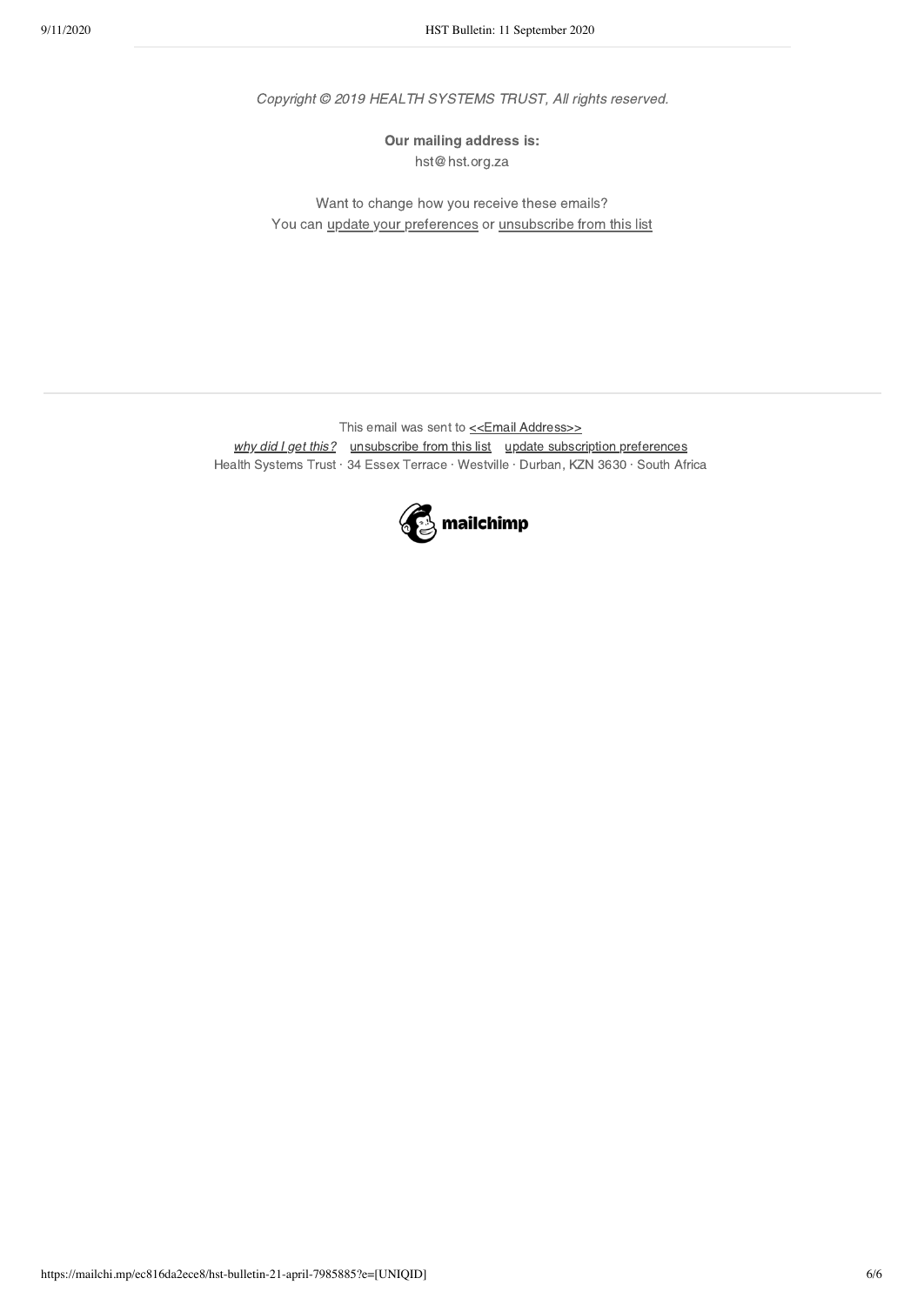*Copyright © 2019 HEALTH SYSTEMS TRUST, All rights reserved.*

**Our mailing address is:**
hst@hst.org.za

Want to change how you receive these emails?
You can update your preferences or unsubscribe from this list

---

This email was sent to <<Email Address>>
*why did I get this?* unsubscribe from this list update subscription preferences
Health Systems Trust · 34 Essex Terrace · Westville · Durban, KZN 3630 · South Africa

mailchimp